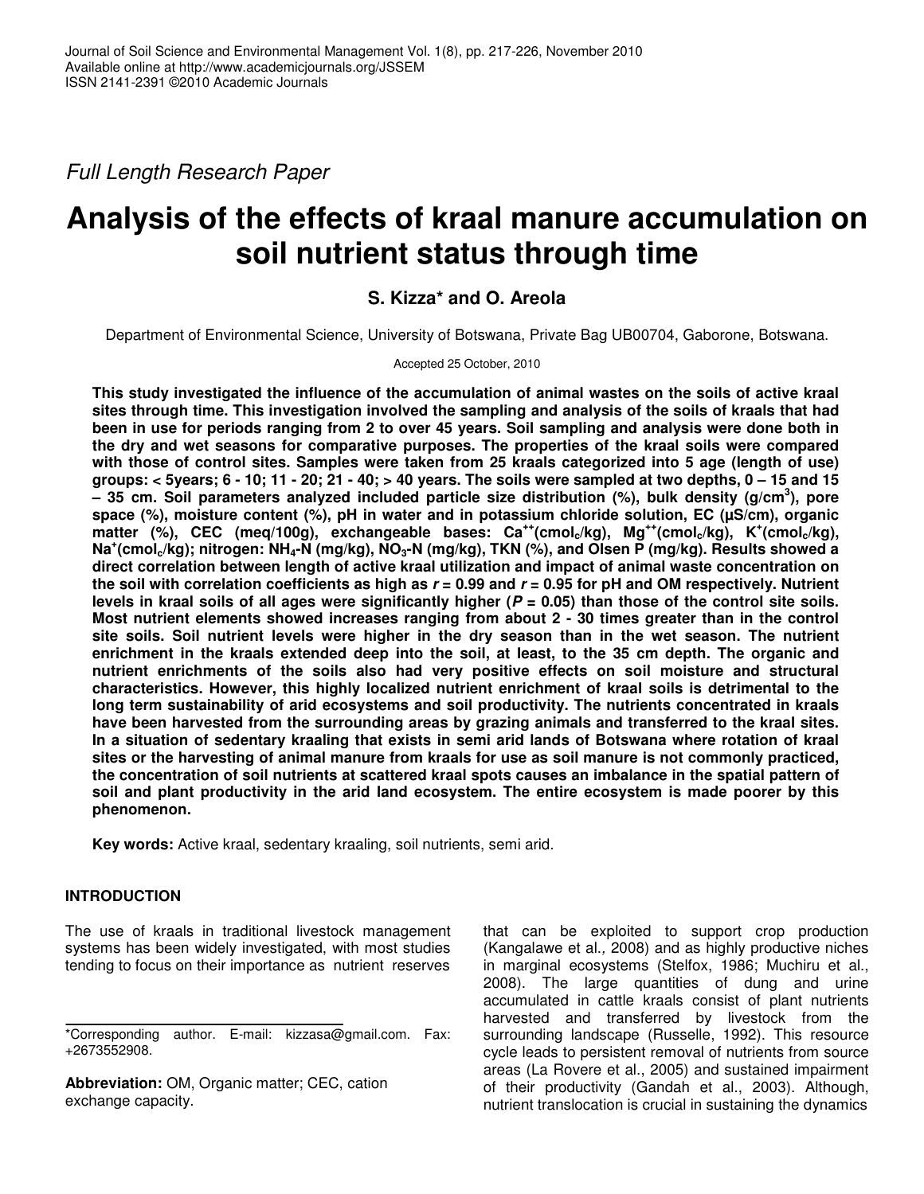*Full Length Research Paper*

# Analysis of the effects of kraal manure accumulation on soil nutrient status through time

**S. Kizza\* and O. Areola**

Department of Environmental Science, University of Botswana, Private Bag UB00704, Gaborone, Botswana.

Accepted 25 October, 2010

**This study investigated the influence of the accumulation of animal wastes on the soils of active kraal sites through time. This investigation involved the sampling and analysis of the soils of kraals that had been in use for periods ranging from 2 to over 45 years. Soil sampling and analysis were done both in the dry and wet seasons for comparative purposes. The properties of the kraal soils were compared with those of control sites. Samples were taken from 25 kraals categorized into 5 age (length of use) groups: < 5years; 6 - 10; 11 - 20; 21 - 40; > 40 years. The soils were sampled at two depths, 0 – 15 and 15 – 35 cm. Soil parameters analyzed included particle size distribution (%), bulk density (g/cm$^3$), pore space (%), moisture content (%), pH in water and in potassium chloride solution, EC (µS/cm), organic matter (%), CEC (meq/100g), exchangeable bases: $Ca^{++}$(cmol$_c$/kg), $Mg^{++}$(cmol$_c$/kg), $K^+$(cmol$_c$/kg), $Na^+$(cmol$_c$/kg); nitrogen: $NH_4$-N (mg/kg), $NO_3$-N (mg/kg), TKN (%), and Olsen P (mg/kg). Results showed a direct correlation between length of active kraal utilization and impact of animal waste concentration on the soil with correlation coefficients as high as *r* = 0.99 and *r* = 0.95 for pH and OM respectively. Nutrient levels in kraal soils of all ages were significantly higher (*P* = 0.05) than those of the control site soils. Most nutrient elements showed increases ranging from about 2 - 30 times greater than in the control site soils. Soil nutrient levels were higher in the dry season than in the wet season. The nutrient enrichment in the kraals extended deep into the soil, at least, to the 35 cm depth. The organic and nutrient enrichments of the soils also had very positive effects on soil moisture and structural characteristics. However, this highly localized nutrient enrichment of kraal soils is detrimental to the long term sustainability of arid ecosystems and soil productivity. The nutrients concentrated in kraals have been harvested from the surrounding areas by grazing animals and transferred to the kraal sites. In a situation of sedentary kraaling that exists in semi arid lands of Botswana where rotation of kraal sites or the harvesting of animal manure from kraals for use as soil manure is not commonly practiced, the concentration of soil nutrients at scattered kraal spots causes an imbalance in the spatial pattern of soil and plant productivity in the arid land ecosystem. The entire ecosystem is made poorer by this phenomenon.**

**Key words:** Active kraal, sedentary kraaling, soil nutrients, semi arid.

## INTRODUCTION

The use of kraals in traditional livestock management systems has been widely investigated, with most studies tending to focus on their importance as nutrient reserves that can be exploited to support crop production (Kangalawe et al., 2008) and as highly productive niches in marginal ecosystems (Stelfox, 1986; Muchiru et al., 2008). The large quantities of dung and urine accumulated in cattle kraals consist of plant nutrients harvested and transferred by livestock from the surrounding landscape (Russelle, 1992). This resource cycle leads to persistent removal of nutrients from source areas (La Rovere et al., 2005) and sustained impairment of their productivity (Gandah et al., 2003). Although, nutrient translocation is crucial in sustaining the dynamics

\*Corresponding author. E-mail: kizzasa@gmail.com. Fax: +2673552908.

**Abbreviation:** OM, Organic matter; CEC, cation exchange capacity.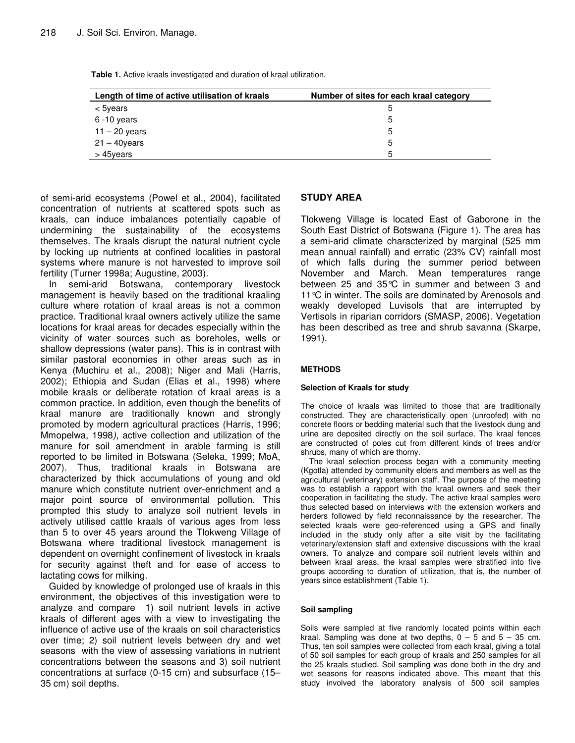**Table 1.** Active kraals investigated and duration of kraal utilization.

| Length of time of active utilisation of kraals | Number of sites for each kraal category |
|---|---|
| < 5years | 5 |
| 6 -10 years | 5 |
| 11 – 20 years | 5 |
| 21 – 40years | 5 |
| > 45years | 5 |

of semi-arid ecosystems (Powel et al., 2004), facilitated concentration of nutrients at scattered spots such as kraals, can induce imbalances potentially capable of undermining the sustainability of the ecosystems themselves. The kraals disrupt the natural nutrient cycle by locking up nutrients at confined localities in pastoral systems where manure is not harvested to improve soil fertility (Turner 1998a; Augustine, 2003).

In semi-arid Botswana, contemporary livestock management is heavily based on the traditional kraaling culture where rotation of kraal areas is not a common practice. Traditional kraal owners actively utilize the same locations for kraal areas for decades especially within the vicinity of water sources such as boreholes, wells or shallow depressions (water pans). This is in contrast with similar pastoral economies in other areas such as in Kenya (Muchiru et al., 2008); Niger and Mali (Harris, 2002); Ethiopia and Sudan (Elias et al., 1998) where mobile kraals or deliberate rotation of kraal areas is a common practice. In addition, even though the benefits of kraal manure are traditionally known and strongly promoted by modern agricultural practices (Harris, 1996; Mmopelwa, 1998), active collection and utilization of the manure for soil amendment in arable farming is still reported to be limited in Botswana (Seleka, 1999; MoA, 2007). Thus, traditional kraals in Botswana are characterized by thick accumulations of young and old manure which constitute nutrient over-enrichment and a major point source of environmental pollution. This prompted this study to analyze soil nutrient levels in actively utilised cattle kraals of various ages from less than 5 to over 45 years around the Tlokweng Village of Botswana where traditional livestock management is dependent on overnight confinement of livestock in kraals for security against theft and for ease of access to lactating cows for milking.

Guided by knowledge of prolonged use of kraals in this environment, the objectives of this investigation were to analyze and compare 1) soil nutrient levels in active kraals of different ages with a view to investigating the influence of active use of the kraals on soil characteristics over time; 2) soil nutrient levels between dry and wet seasons with the view of assessing variations in nutrient concentrations between the seasons and 3) soil nutrient concentrations at surface (0-15 cm) and subsurface (15–35 cm) soil depths.

## STUDY AREA

Tlokweng Village is located East of Gaborone in the South East District of Botswana (Figure 1). The area has a semi-arid climate characterized by marginal (525 mm mean annual rainfall) and erratic (23% CV) rainfall most of which falls during the summer period between November and March. Mean temperatures range between 25 and 35°C in summer and between 3 and 11°C in winter. The soils are dominated by Arenosols and weakly developed Luvisols that are interrupted by Vertisols in riparian corridors (SMASP, 2006). Vegetation has been described as tree and shrub savanna (Skarpe, 1991).

## METHODS

### Selection of Kraals for study

The choice of kraals was limited to those that are traditionally constructed. They are characteristically open (unroofed) with no concrete floors or bedding material such that the livestock dung and urine are deposited directly on the soil surface. The kraal fences are constructed of poles cut from different kinds of trees and/or shrubs, many of which are thorny.

The kraal selection process began with a community meeting (Kgotla) attended by community elders and members as well as the agricultural (veterinary) extension staff. The purpose of the meeting was to establish a rapport with the kraal owners and seek their cooperation in facilitating the study. The active kraal samples were thus selected based on interviews with the extension workers and herders followed by field reconnaissance by the researcher. The selected kraals were geo-referenced using a GPS and finally included in the study only after a site visit by the facilitating veterinary/extension staff and extensive discussions with the kraal owners. To analyze and compare soil nutrient levels within and between kraal areas, the kraal samples were stratified into five groups according to duration of utilization, that is, the number of years since establishment (Table 1).

### Soil sampling

Soils were sampled at five randomly located points within each kraal. Sampling was done at two depths, 0 – 5 and 5 – 35 cm. Thus, ten soil samples were collected from each kraal, giving a total of 50 soil samples for each group of kraals and 250 samples for all the 25 kraals studied. Soil sampling was done both in the dry and wet seasons for reasons indicated above. This meant that this study involved the laboratory analysis of 500 soil samples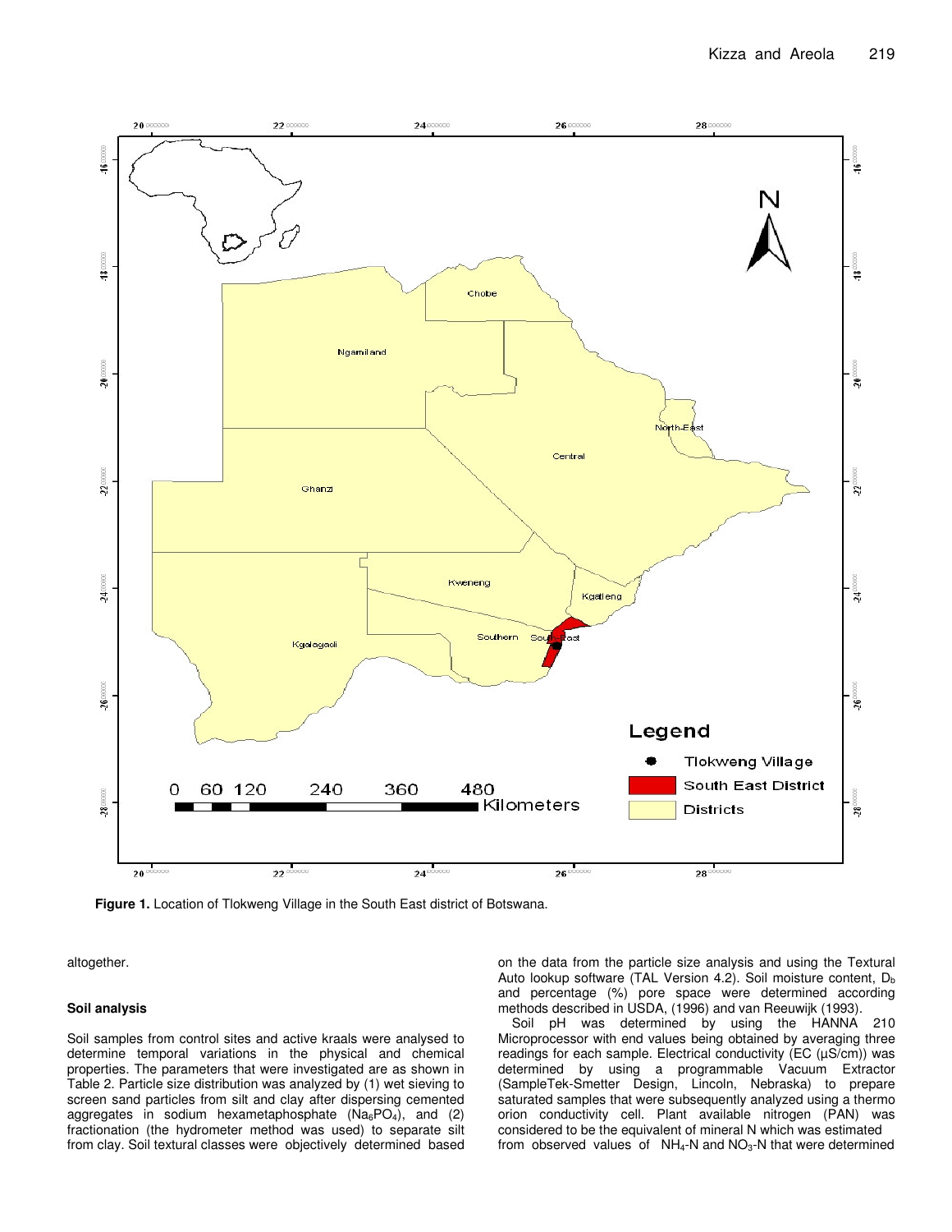**Figure 1.** Location of Tlokweng Village in the South East district of Botswana.

altogether.

### Soil analysis

Soil samples from control sites and active kraals were analysed to determine temporal variations in the physical and chemical properties. The parameters that were investigated are as shown in Table 2. Particle size distribution was analyzed by (1) wet sieving to screen sand particles from silt and clay after dispersing cemented aggregates in sodium hexametaphosphate ($Na_6PO_4$), and (2) fractionation (the hydrometer method was used) to separate silt from clay. Soil textural classes were objectively determined based on the data from the particle size analysis and using the Textural Auto lookup software (TAL Version 4.2). Soil moisture content, $D_b$ and percentage (%) pore space were determined according methods described in USDA, (1996) and van Reeuwijk (1993).

Soil pH was determined by using the HANNA 210 Microprocessor with end values being obtained by averaging three readings for each sample. Electrical conductivity (EC (µS/cm)) was determined by using a programmable Vacuum Extractor (SampleTek-Smetter Design, Lincoln, Nebraska) to prepare saturated samples that were subsequently analyzed using a thermo orion conductivity cell. Plant available nitrogen (PAN) was considered to be the equivalent of mineral N which was estimated from observed values of $NH_4$-N and $NO_3$-N that were determined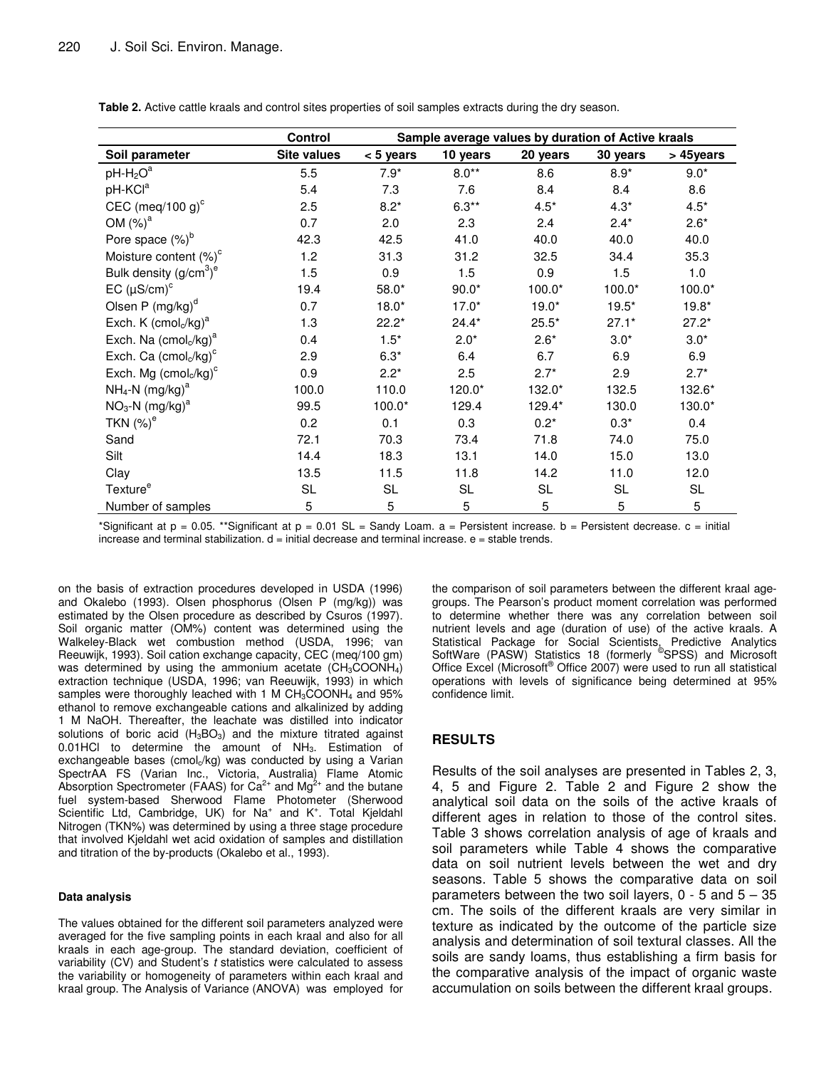**Table 2.** Active cattle kraals and control sites properties of soil samples extracts during the dry season.

| | Control | Sample average values by duration of Active kraals | | | | |
|---|---|---|---|---|---|---|
| Soil parameter | Site values | < 5 years | 10 years | 20 years | 30 years | > 45years |
| pH-$H_2O$[a] | 5.5 | 7.9* | 8.0** | 8.6 | 8.9* | 9.0* |
| pH-KCl[a] | 5.4 | 7.3 | 7.6 | 8.4 | 8.4 | 8.6 |
| CEC (meq/100 g)[c] | 2.5 | 8.2* | 6.3** | 4.5* | 4.3* | 4.5* |
| OM (%)[a] | 0.7 | 2.0 | 2.3 | 2.4 | 2.4* | 2.6* |
| Pore space (%)[b] | 42.3 | 42.5 | 41.0 | 40.0 | 40.0 | 40.0 |
| Moisture content (%)[c] | 1.2 | 31.3 | 31.2 | 32.5 | 34.4 | 35.3 |
| Bulk density ($g/cm^3$)[e] | 1.5 | 0.9 | 1.5 | 0.9 | 1.5 | 1.0 |
| EC (µS/cm)[c] | 19.4 | 58.0* | 90.0* | 100.0* | 100.0* | 100.0* |
| Olsen P (mg/kg)[d] | 0.7 | 18.0* | 17.0* | 19.0* | 19.5* | 19.8* |
| Exch. K ($cmol_c/kg$)[a] | 1.3 | 22.2* | 24.4* | 25.5* | 27.1* | 27.2* |
| Exch. Na ($cmol_c/kg$)[a] | 0.4 | 1.5* | 2.0* | 2.6* | 3.0* | 3.0* |
| Exch. Ca ($cmol_c/kg$)[c] | 2.9 | 6.3* | 6.4 | 6.7 | 6.9 | 6.9 |
| Exch. Mg ($cmol_c/kg$)[c] | 0.9 | 2.2* | 2.5 | 2.7* | 2.9 | 2.7* |
| $NH_4$-N (mg/kg)[a] | 100.0 | 110.0 | 120.0* | 132.0* | 132.5 | 132.6* |
| $NO_3$-N (mg/kg)[a] | 99.5 | 100.0* | 129.4 | 129.4* | 130.0 | 130.0* |
| TKN (%)[e] | 0.2 | 0.1 | 0.3 | 0.2* | 0.3* | 0.4 |
| Sand | 72.1 | 70.3 | 73.4 | 71.8 | 74.0 | 75.0 |
| Silt | 14.4 | 18.3 | 13.1 | 14.0 | 15.0 | 13.0 |
| Clay | 13.5 | 11.5 | 11.8 | 14.2 | 11.0 | 12.0 |
| Texture[e] | SL | SL | SL | SL | SL | SL |
| Number of samples | 5 | 5 | 5 | 5 | 5 | 5 |

*Significant at p = 0.05. **Significant at p = 0.01 SL = Sandy Loam. a = Persistent increase. b = Persistent decrease. c = initial increase and terminal stabilization. d = initial decrease and terminal increase. e = stable trends.

on the basis of extraction procedures developed in USDA (1996) and Okalebo (1993). Olsen phosphorus (Olsen P (mg/kg)) was estimated by the Olsen procedure as described by Csuros (1997). Soil organic matter (OM%) content was determined using the Walkeley-Black wet combustion method (USDA, 1996; van Reeuwijk, 1993). Soil cation exchange capacity, CEC (meq/100 gm) was determined by using the ammonium acetate ($CH_3COONH_4$) extraction technique (USDA, 1996; van Reeuwijk, 1993) in which samples were thoroughly leached with 1 M $CH_3COONH_4$ and 95% ethanol to remove exchangeable cations and alkalinized by adding 1 M NaOH. Thereafter, the leachate was distilled into indicator solutions of boric acid ($H_3BO_3$) and the mixture titrated against 0.01HCl to determine the amount of $NH_3$. Estimation of exchangeable bases ($cmol_c/kg$) was conducted by using a Varian SpectrAA FS (Varian Inc., Victoria, Australia) Flame Atomic Absorption Spectrometer (FAAS) for $Ca^{2+}$ and $Mg^{2+}$ and the butane fuel system-based Sherwood Flame Photometer (Sherwood Scientific Ltd, Cambridge, UK) for $Na^+$ and $K^+$. Total Kjeldahl Nitrogen (TKN%) was determined by using a three stage procedure that involved Kjeldahl wet acid oxidation of samples and distillation and titration of the by-products (Okalebo et al., 1993).

#### Data analysis

The values obtained for the different soil parameters analyzed were averaged for the five sampling points in each kraal and also for all kraals in each age-group. The standard deviation, coefficient of variability (CV) and Student's *t* statistics were calculated to assess the variability or homogeneity of parameters within each kraal and kraal group. The Analysis of Variance (ANOVA) was employed for the comparison of soil parameters between the different kraal age-groups. The Pearson's product moment correlation was performed to determine whether there was any correlation between soil nutrient levels and age (duration of use) of the active kraals. A Statistical Package for Social Scientists, Predictive Analytics SoftWare (PASW) Statistics 18 (formerly ©SPSS) and Microsoft Office Excel (Microsoft® Office 2007) were used to run all statistical operations with levels of significance being determined at 95% confidence limit.

## RESULTS

Results of the soil analyses are presented in Tables 2, 3, 4, 5 and Figure 2. Table 2 and Figure 2 show the analytical soil data on the soils of the active kraals of different ages in relation to those of the control sites. Table 3 shows correlation analysis of age of kraals and soil parameters while Table 4 shows the comparative data on soil nutrient levels between the wet and dry seasons. Table 5 shows the comparative data on soil parameters between the two soil layers, 0 - 5 and 5 – 35 cm. The soils of the different kraals are very similar in texture as indicated by the outcome of the particle size analysis and determination of soil textural classes. All the soils are sandy loams, thus establishing a firm basis for the comparative analysis of the impact of organic waste accumulation on soils between the different kraal groups.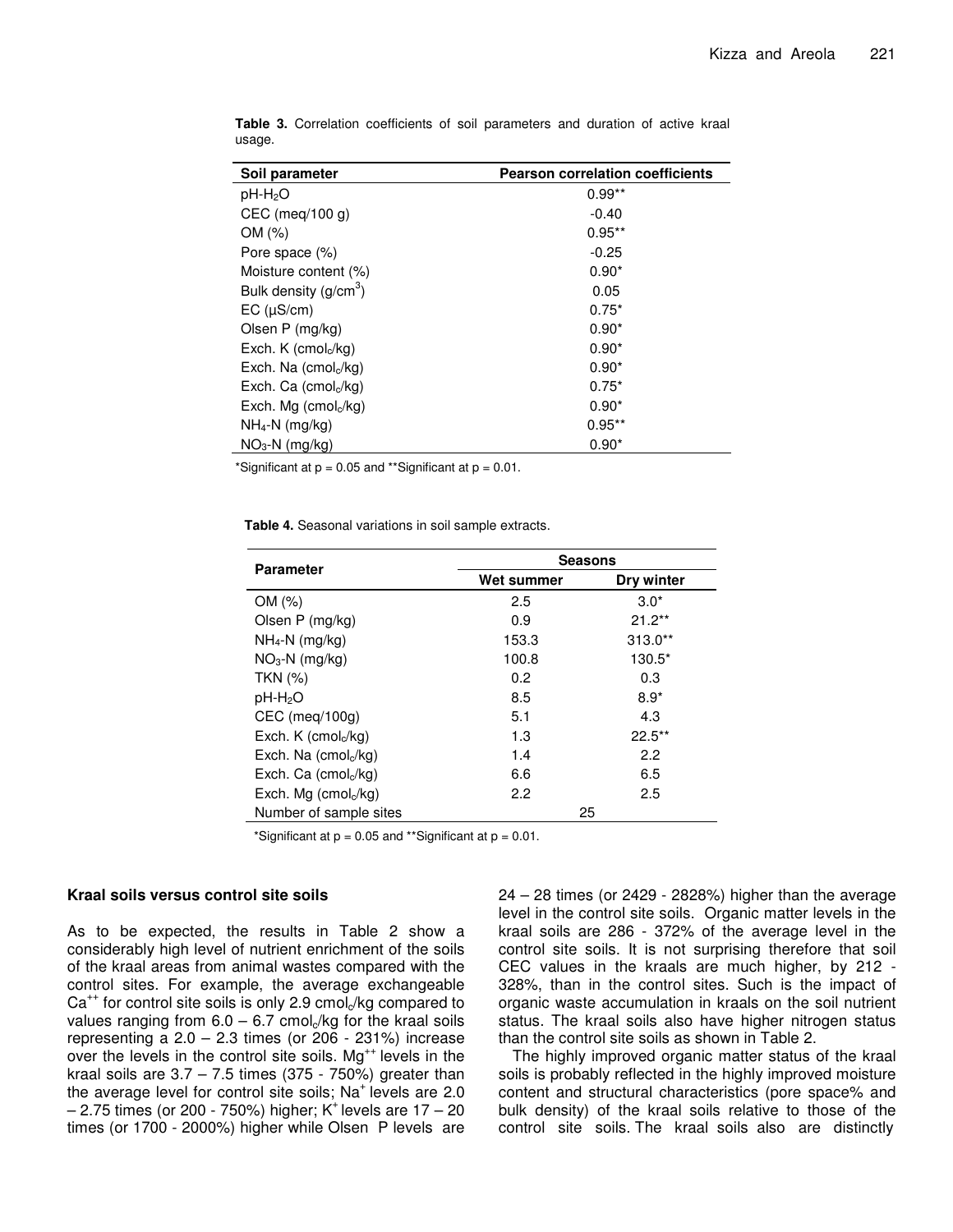**Table 3.** Correlation coefficients of soil parameters and duration of active kraal usage.

| Soil parameter | Pearson correlation coefficients |
|---|---|
| pH-$H_2O$ | 0.99** |
| CEC (meq/100 g) | -0.40 |
| OM (%) | 0.95** |
| Pore space (%) | -0.25 |
| Moisture content (%) | 0.90* |
| Bulk density ($g/cm^3$) | 0.05 |
| EC (μS/cm) | 0.75* |
| Olsen P (mg/kg) | 0.90* |
| Exch. K ($cmol_c/kg$) | 0.90* |
| Exch. Na ($cmol_c/kg$) | 0.90* |
| Exch. Ca ($cmol_c/kg$) | 0.75* |
| Exch. Mg ($cmol_c/kg$) | 0.90* |
| $NH_4$-N (mg/kg) | 0.95** |
| $NO_3$-N (mg/kg) | 0.90* |

*Significant at p = 0.05 and **Significant at p = 0.01.

**Table 4.** Seasonal variations in soil sample extracts.

| Parameter | Seasons | |
|---|---|---|
| | Wet summer | Dry winter |
| OM (%) | 2.5 | 3.0* |
| Olsen P (mg/kg) | 0.9 | 21.2** |
| $NH_4$-N (mg/kg) | 153.3 | 313.0** |
| $NO_3$-N (mg/kg) | 100.8 | 130.5* |
| TKN (%) | 0.2 | 0.3 |
| pH-$H_2O$ | 8.5 | 8.9* |
| CEC (meq/100g) | 5.1 | 4.3 |
| Exch. K ($cmol_c/kg$) | 1.3 | 22.5** |
| Exch. Na ($cmol_c/kg$) | 1.4 | 2.2 |
| Exch. Ca ($cmol_c/kg$) | 6.6 | 6.5 |
| Exch. Mg ($cmol_c/kg$) | 2.2 | 2.5 |
| Number of sample sites | 25 | |

*Significant at p = 0.05 and **Significant at p = 0.01.

### Kraal soils versus control site soils

As to be expected, the results in Table 2 show a considerably high level of nutrient enrichment of the soils of the kraal areas from animal wastes compared with the control sites. For example, the average exchangeable $Ca^{++}$ for control site soils is only 2.9 $cmol_c/kg$ compared to values ranging from 6.0 – 6.7 $cmol_c/kg$ for the kraal soils representing a 2.0 – 2.3 times (or 206 - 231%) increase over the levels in the control site soils. $Mg^{++}$ levels in the kraal soils are 3.7 – 7.5 times (375 - 750%) greater than the average level for control site soils; $Na^{+}$ levels are 2.0 – 2.75 times (or 200 - 750%) higher; $K^{+}$ levels are 17 – 20 times (or 1700 - 2000%) higher while Olsen P levels are 24 – 28 times (or 2429 - 2828%) higher than the average level in the control site soils. Organic matter levels in the kraal soils are 286 - 372% of the average level in the control site soils. It is not surprising therefore that soil CEC values in the kraals are much higher, by 212 - 328%, than in the control sites. Such is the impact of organic waste accumulation in kraals on the soil nutrient status. The kraal soils also have higher nitrogen status than the control site soils as shown in Table 2.

The highly improved organic matter status of the kraal soils is probably reflected in the highly improved moisture content and structural characteristics (pore space% and bulk density) of the kraal soils relative to those of the control site soils. The kraal soils also are distinctly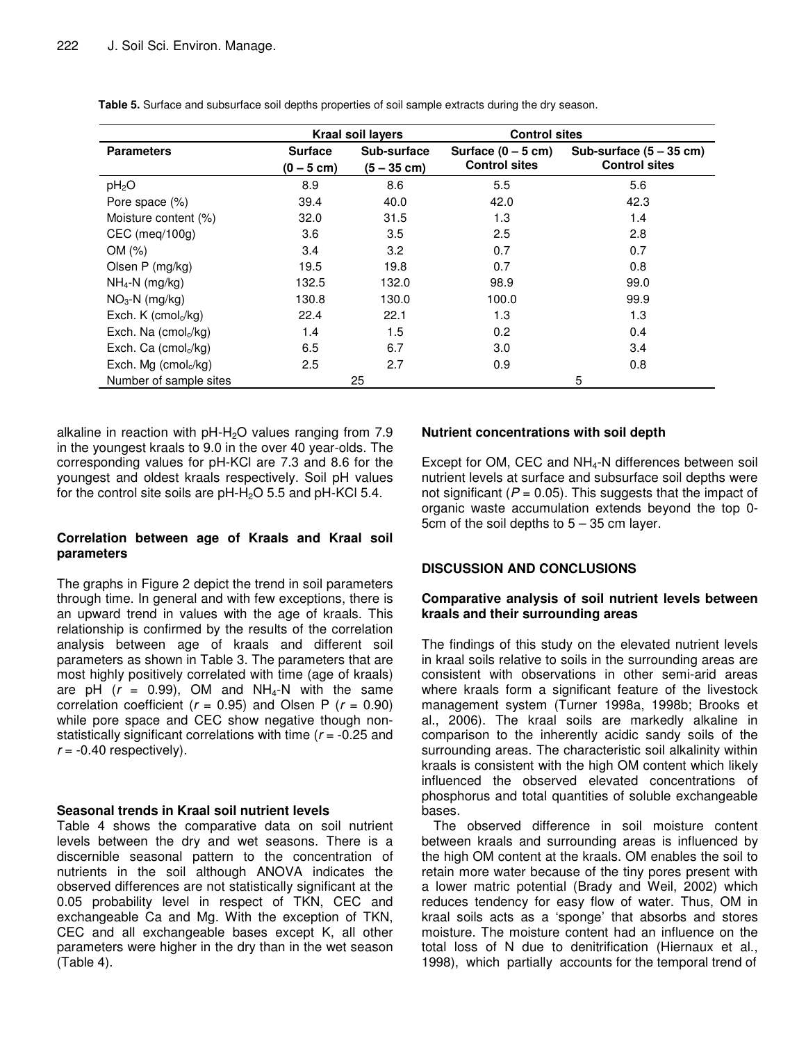**Table 5.** Surface and subsurface soil depths properties of soil sample extracts during the dry season.

| | Kraal soil layers | | Control sites | |
|---|---|---|---|---|
| **Parameters** | **Surface (0 – 5 cm)** | **Sub-surface (5 – 35 cm)** | **Surface (0 – 5 cm) Control sites** | **Sub-surface (5 – 35 cm) Control sites** |
| $pH_2O$ | 8.9 | 8.6 | 5.5 | 5.6 |
| Pore space (%) | 39.4 | 40.0 | 42.0 | 42.3 |
| Moisture content (%) | 32.0 | 31.5 | 1.3 | 1.4 |
| CEC (meq/100g) | 3.6 | 3.5 | 2.5 | 2.8 |
| OM (%) | 3.4 | 3.2 | 0.7 | 0.7 |
| Olsen P (mg/kg) | 19.5 | 19.8 | 0.7 | 0.8 |
| $NH_4$-N (mg/kg) | 132.5 | 132.0 | 98.9 | 99.0 |
| $NO_3$-N (mg/kg) | 130.8 | 130.0 | 100.0 | 99.9 |
| Exch. K ($cmol_c$/kg) | 22.4 | 22.1 | 1.3 | 1.3 |
| Exch. Na ($cmol_c$/kg) | 1.4 | 1.5 | 0.2 | 0.4 |
| Exch. Ca ($cmol_c$/kg) | 6.5 | 6.7 | 3.0 | 3.4 |
| Exch. Mg ($cmol_c$/kg) | 2.5 | 2.7 | 0.9 | 0.8 |
| Number of sample sites | 25 | | 5 | |

alkaline in reaction with pH-$H_2O$ values ranging from 7.9 in the youngest kraals to 9.0 in the over 40 year-olds. The corresponding values for pH-KCl are 7.3 and 8.6 for the youngest and oldest kraals respectively. Soil pH values for the control site soils are pH-$H_2O$ 5.5 and pH-KCl 5.4.

### Correlation between age of Kraals and Kraal soil parameters

The graphs in Figure 2 depict the trend in soil parameters through time. In general and with few exceptions, there is an upward trend in values with the age of kraals. This relationship is confirmed by the results of the correlation analysis between age of kraals and different soil parameters as shown in Table 3. The parameters that are most highly positively correlated with time (age of kraals) are pH ($r$ = 0.99), OM and $NH_4$-N with the same correlation coefficient ($r$ = 0.95) and Olsen P ($r$ = 0.90) while pore space and CEC show negative though non-statistically significant correlations with time ($r$ = -0.25 and $r$ = -0.40 respectively).

### Seasonal trends in Kraal soil nutrient levels

Table 4 shows the comparative data on soil nutrient levels between the dry and wet seasons. There is a discernible seasonal pattern to the concentration of nutrients in the soil although ANOVA indicates the observed differences are not statistically significant at the 0.05 probability level in respect of TKN, CEC and exchangeable Ca and Mg. With the exception of TKN, CEC and all exchangeable bases except K, all other parameters were higher in the dry than in the wet season (Table 4).

### Nutrient concentrations with soil depth

Except for OM, CEC and $NH_4$-N differences between soil nutrient levels at surface and subsurface soil depths were not significant ($P$ = 0.05). This suggests that the impact of organic waste accumulation extends beyond the top 0-5cm of the soil depths to 5 – 35 cm layer.

## DISCUSSION AND CONCLUSIONS

### Comparative analysis of soil nutrient levels between kraals and their surrounding areas

The findings of this study on the elevated nutrient levels in kraal soils relative to soils in the surrounding areas are consistent with observations in other semi-arid areas where kraals form a significant feature of the livestock management system (Turner 1998a, 1998b; Brooks et al., 2006). The kraal soils are markedly alkaline in comparison to the inherently acidic sandy soils of the surrounding areas. The characteristic soil alkalinity within kraals is consistent with the high OM content which likely influenced the observed elevated concentrations of phosphorus and total quantities of soluble exchangeable bases.

The observed difference in soil moisture content between kraals and surrounding areas is influenced by the high OM content at the kraals. OM enables the soil to retain more water because of the tiny pores present with a lower matric potential (Brady and Weil, 2002) which reduces tendency for easy flow of water. Thus, OM in kraal soils acts as a 'sponge' that absorbs and stores moisture. The moisture content had an influence on the total loss of N due to denitrification (Hiernaux et al., 1998), which partially accounts for the temporal trend of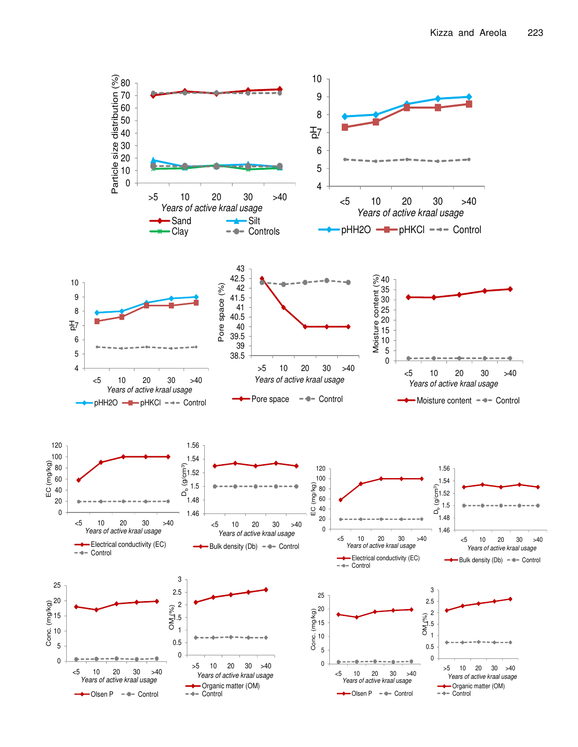Particle size distribution (%)

Years of active kraal usage

Sand, Silt, Clay, Controls

pH

Years of active kraal usage

pHH2O, pHKCl, Control

pH

Years of active kraal usage

pHH2O, pHKCl, Control

Pore space (%)

Years of active kraal usage

Pore space, Control

Moisture content (%)

Years of active kraal usage

Moisture content, Control

EC (mg/kg)

Years of active kraal usage

Electrical conductivity (EC), Control

$D_b$ (g/cm$^3$)

Years of active kraal usage

Bulk density (Db), Control

EC (mg/kg)

Years of active kraal usage

Electrical conductivity (EC), Control

$D_b$ (g/cm$^3$)

Years of active kraal usage

Bulk density (Db), Control

Conc. (mg/kg)

Years of active kraal usage

Olsen P, Control

OM (%)

Years of active kraal usage

Organic matter (OM), Control

Conc. (mg/kg)

Years of active kraal usage

Olsen P, Control

OM (%)

Years of active kraal usage

Organic matter (OM), Control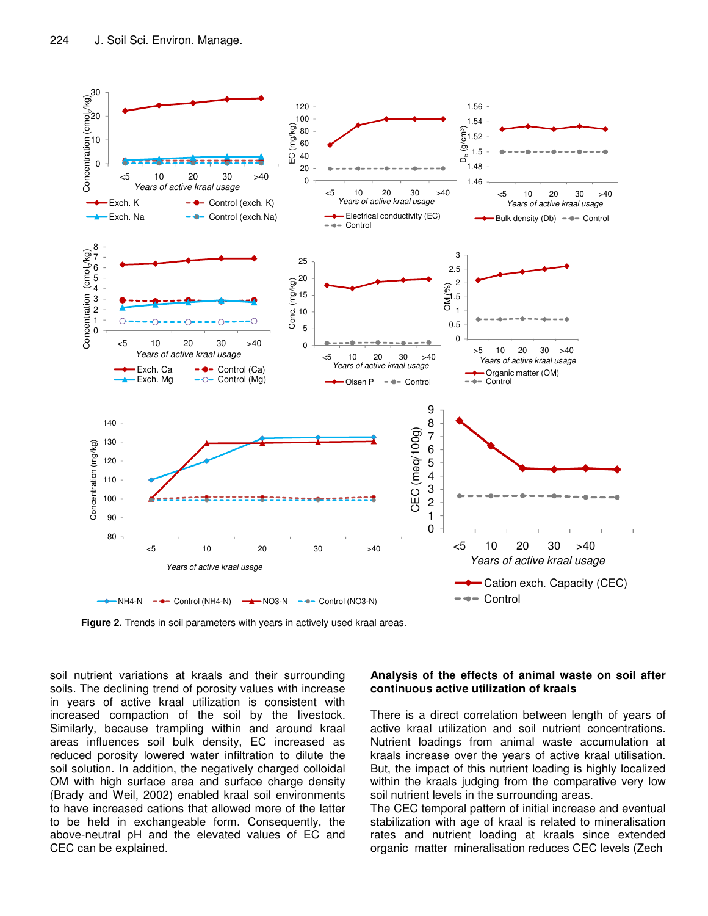**Figure 2.** Trends in soil parameters with years in actively used kraal areas.

soil nutrient variations at kraals and their surrounding soils. The declining trend of porosity values with increase in years of active kraal utilization is consistent with increased compaction of the soil by the livestock. Similarly, because trampling within and around kraal areas influences soil bulk density, EC increased as reduced porosity lowered water infiltration to dilute the soil solution. In addition, the negatively charged colloidal OM with high surface area and surface charge density (Brady and Weil, 2002) enabled kraal soil environments to have increased cations that allowed more of the latter to be held in exchangeable form. Consequently, the above-neutral pH and the elevated values of EC and CEC can be explained.

## Analysis of the effects of animal waste on soil after continuous active utilization of kraals

There is a direct correlation between length of years of active kraal utilization and soil nutrient concentrations. Nutrient loadings from animal waste accumulation at kraals increase over the years of active kraal utilisation. But, the impact of this nutrient loading is highly localized within the kraals judging from the comparative very low soil nutrient levels in the surrounding areas.

The CEC temporal pattern of initial increase and eventual stabilization with age of kraal is related to mineralisation rates and nutrient loading at kraals since extended organic matter mineralisation reduces CEC levels (Zech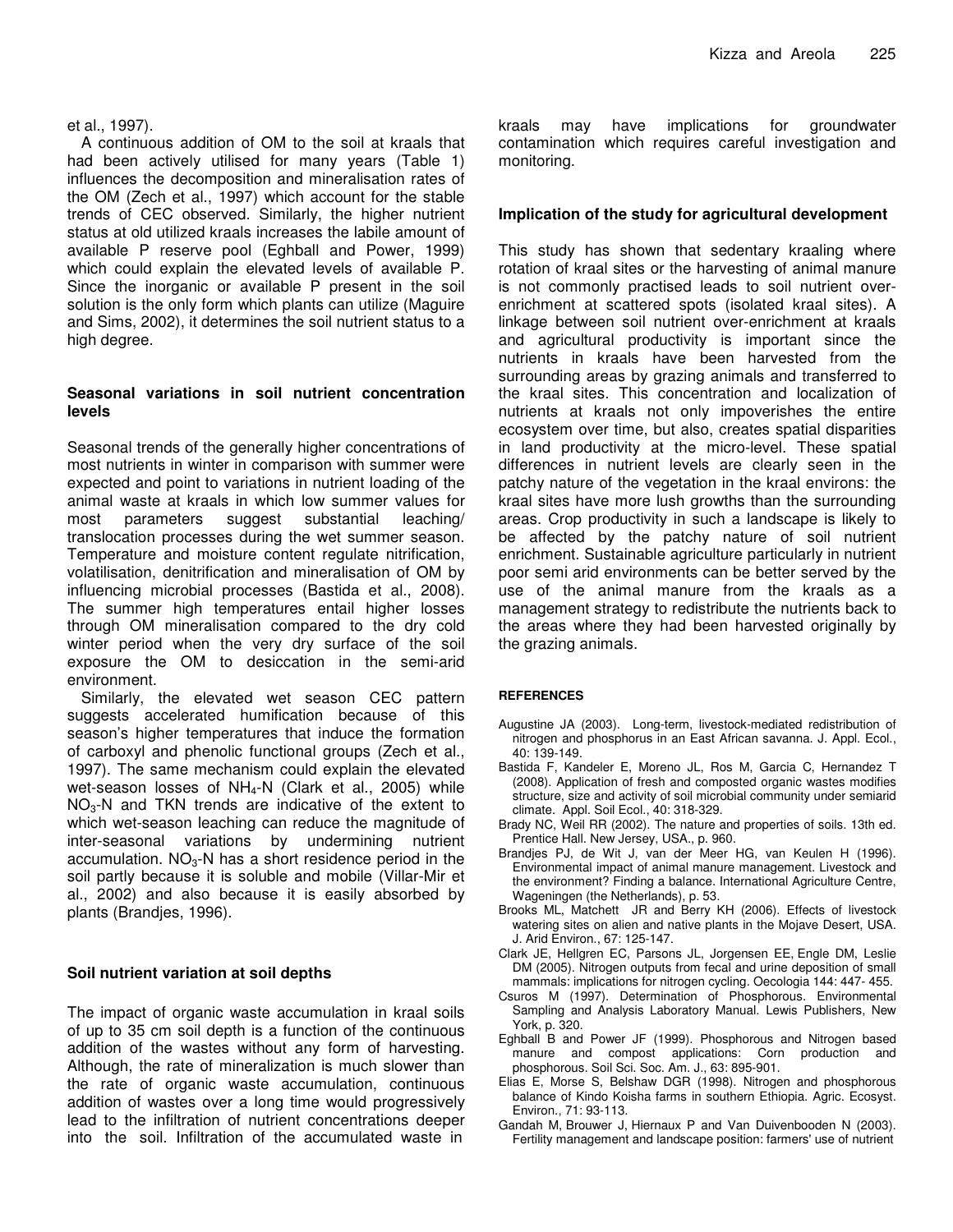et al., 1997).

A continuous addition of OM to the soil at kraals that had been actively utilised for many years (Table 1) influences the decomposition and mineralisation rates of the OM (Zech et al., 1997) which account for the stable trends of CEC observed. Similarly, the higher nutrient status at old utilized kraals increases the labile amount of available P reserve pool (Eghball and Power, 1999) which could explain the elevated levels of available P. Since the inorganic or available P present in the soil solution is the only form which plants can utilize (Maguire and Sims, 2002), it determines the soil nutrient status to a high degree.

## Seasonal variations in soil nutrient concentration levels

Seasonal trends of the generally higher concentrations of most nutrients in winter in comparison with summer were expected and point to variations in nutrient loading of the animal waste at kraals in which low summer values for most parameters suggest substantial leaching/ translocation processes during the wet summer season. Temperature and moisture content regulate nitrification, volatilisation, denitrification and mineralisation of OM by influencing microbial processes (Bastida et al., 2008). The summer high temperatures entail higher losses through OM mineralisation compared to the dry cold winter period when the very dry surface of the soil exposure the OM to desiccation in the semi-arid environment.

Similarly, the elevated wet season CEC pattern suggests accelerated humification because of this season's higher temperatures that induce the formation of carboxyl and phenolic functional groups (Zech et al., 1997). The same mechanism could explain the elevated wet-season losses of $NH_4$-N (Clark et al., 2005) while $NO_3$-N and TKN trends are indicative of the extent to which wet-season leaching can reduce the magnitude of inter-seasonal variations by undermining nutrient accumulation. $NO_3$-N has a short residence period in the soil partly because it is soluble and mobile (Villar-Mir et al., 2002) and also because it is easily absorbed by plants (Brandjes, 1996).

## Soil nutrient variation at soil depths

The impact of organic waste accumulation in kraal soils of up to 35 cm soil depth is a function of the continuous addition of the wastes without any form of harvesting. Although, the rate of organic mineralization is much slower than the rate of organic waste accumulation, continuous addition of wastes over a long time would progressively lead to the infiltration of nutrient concentrations deeper into the soil. Infiltration of the accumulated waste in kraals may have implications for groundwater contamination which requires careful investigation and monitoring.

## Implication of the study for agricultural development

This study has shown that sedentary kraaling where rotation of kraal sites or the harvesting of animal manure is not commonly practised leads to soil nutrient over-enrichment at scattered spots (isolated kraal sites). A linkage between soil nutrient over-enrichment at kraals and agricultural productivity is important since the nutrients in kraals have been harvested from the surrounding areas by grazing animals and transferred to the kraal sites. This concentration and localization of nutrients at kraals not only impoverishes the entire ecosystem over time, but also, creates spatial disparities in land productivity at the micro-level. These spatial differences in nutrient levels are clearly seen in the patchy nature of the vegetation in the kraal environs: the kraal sites have more lush growths than the surrounding areas. Crop productivity in such a landscape is likely to be affected by the patchy nature of soil nutrient enrichment. Sustainable agriculture particularly in nutrient poor semi arid environments can be better served by the use of the animal manure from the kraals as a management strategy to redistribute the nutrients back to the areas where they had been harvested originally by the grazing animals.

## REFERENCES

Augustine JA (2003). Long-term, livestock-mediated redistribution of nitrogen and phosphorus in an East African savanna. J. Appl. Ecol., 40: 139-149.

Bastida F, Kandeler E, Moreno JL, Ros M, Garcia C, Hernandez T (2008). Application of fresh and composted organic wastes modifies structure, size and activity of soil microbial community under semiarid climate. Appl. Soil Ecol., 40: 318-329.

Brady NC, Weil RR (2002). The nature and properties of soils. 13th ed. Prentice Hall. New Jersey, USA., p. 960.

Brandjes PJ, de Wit J, van der Meer HG, van Keulen H (1996). Environmental impact of animal manure management. Livestock and the environment? Finding a balance. International Agriculture Centre, Wageningen (the Netherlands), p. 53.

Brooks ML, Matchett JR and Berry KH (2006). Effects of livestock watering sites on alien and native plants in the Mojave Desert, USA. J. Arid Environ., 67: 125-147.

Clark JE, Hellgren EC, Parsons JL, Jorgensen EE, Engle DM, Leslie DM (2005). Nitrogen outputs from fecal and urine deposition of small mammals: implications for nitrogen cycling. Oecologia 144: 447- 455.

Csuros M (1997). Determination of Phosphorous. Environmental Sampling and Analysis Laboratory Manual. Lewis Publishers, New York, p. 320.

Eghball B and Power JF (1999). Phosphorous and Nitrogen based manure and compost applications: Corn production and phosphorous. Soil Sci. Soc. Am. J., 63: 895-901.

Elias E, Morse S, Belshaw DGR (1998). Nitrogen and phosphorous balance of Kindo Koisha farms in southern Ethiopia. Agric. Ecosyst. Environ., 71: 93-113.

Gandah M, Brouwer J, Hiernaux P and Van Duivenbooden N (2003). Fertility management and landscape position: farmers' use of nutrient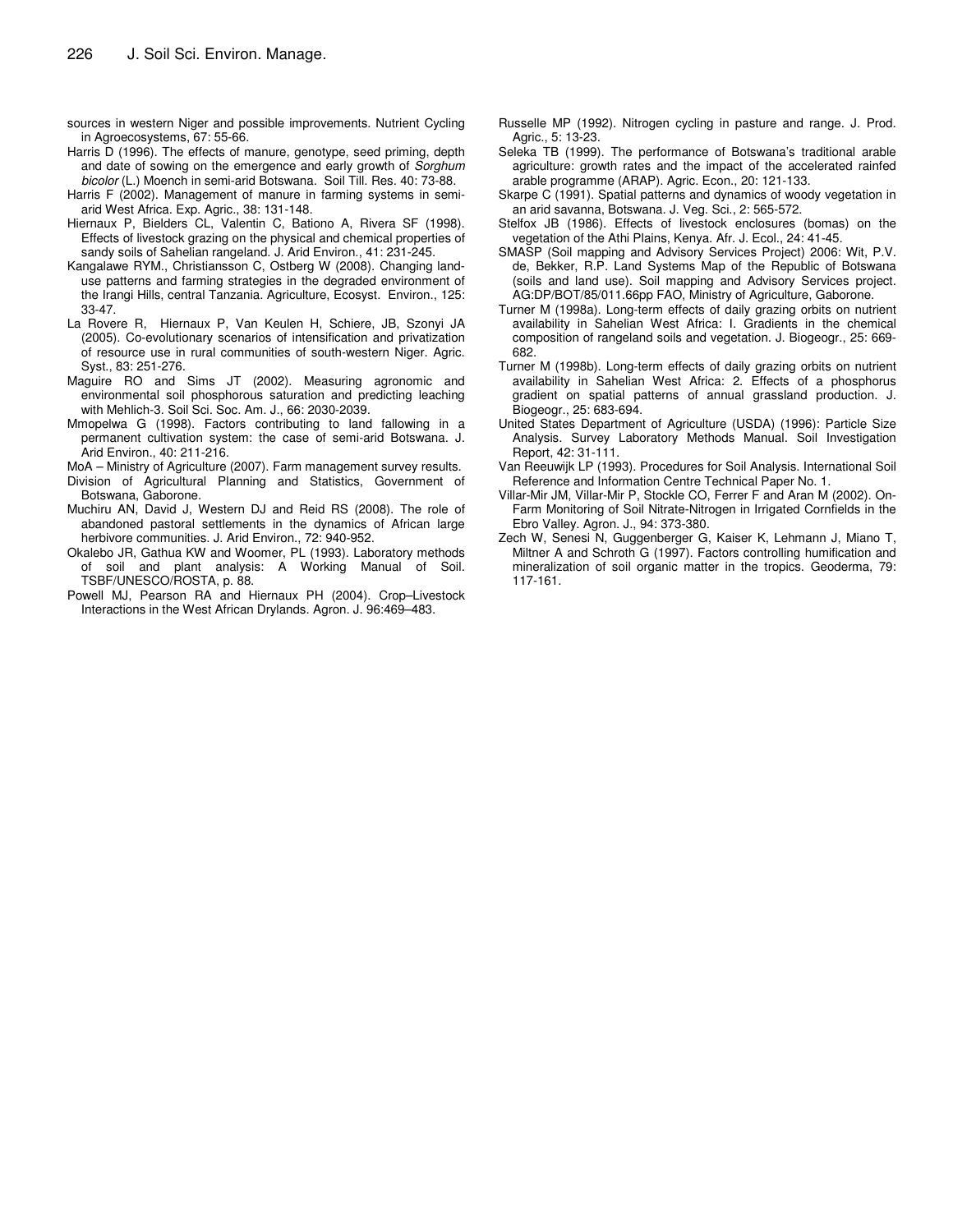sources in western Niger and possible improvements. Nutrient Cycling in Agroecosystems, 67: 55-66.

Harris D (1996). The effects of manure, genotype, seed priming, depth and date of sowing on the emergence and early growth of *Sorghum bicolor* (L.) Moench in semi-arid Botswana. Soil Till. Res. 40: 73-88.

Harris F (2002). Management of manure in farming systems in semi-arid West Africa. Exp. Agric., 38: 131-148.

Hiernaux P, Bielders CL, Valentin C, Bationo A, Rivera SF (1998). Effects of livestock grazing on the physical and chemical properties of sandy soils of Sahelian rangeland. J. Arid Environ., 41: 231-245.

Kangalawe RYM., Christiansson C, Ostberg W (2008). Changing land-use patterns and farming strategies in the degraded environment of the Irangi Hills, central Tanzania. Agriculture, Ecosyst. Environ., 125: 33-47.

La Rovere R, Hiernaux P, Van Keulen H, Schiere, JB, Szonyi JA (2005). Co-evolutionary scenarios of intensification and privatization of resource use in rural communities of south-western Niger. Agric. Syst., 83: 251-276.

Maguire RO and Sims JT (2002). Measuring agronomic and environmental soil phosphorous saturation and predicting leaching with Mehlich-3. Soil Sci. Soc. Am. J., 66: 2030-2039.

Mmopelwa G (1998). Factors contributing to land fallowing in a permanent cultivation system: the case of semi-arid Botswana. J. Arid Environ., 40: 211-216.

MoA – Ministry of Agriculture (2007). Farm management survey results. Division of Agricultural Planning and Statistics, Government of Botswana, Gaborone.

Muchiru AN, David J, Western DJ and Reid RS (2008). The role of abandoned pastoral settlements in the dynamics of African large herbivore communities. J. Arid Environ., 72: 940-952.

Okalebo JR, Gathua KW and Woomer, PL (1993). Laboratory methods of soil and plant analysis: A Working Manual of Soil. TSBF/UNESCO/ROSTA, p. 88.

Powell MJ, Pearson RA and Hiernaux PH (2004). Crop–Livestock Interactions in the West African Drylands. Agron. J. 96:469–483.

Russelle MP (1992). Nitrogen cycling in pasture and range. J. Prod. Agric., 5: 13-23.

Seleka TB (1999). The performance of Botswana's traditional arable agriculture: growth rates and the impact of the accelerated rainfed arable programme (ARAP). Agric. Econ., 20: 121-133.

Skarpe C (1991). Spatial patterns and dynamics of woody vegetation in an arid savanna, Botswana. J. Veg. Sci., 2: 565-572.

Stelfox JB (1986). Effects of livestock enclosures (bomas) on the vegetation of the Athi Plains, Kenya. Afr. J. Ecol., 24: 41-45.

SMASP (Soil mapping and Advisory Services Project) 2006: Wit, P.V. de, Bekker, R.P. Land Systems Map of the Republic of Botswana (soils and land use). Soil mapping and Advisory Services project. AG:DP/BOT/85/011.66pp FAO, Ministry of Agriculture, Gaborone.

Turner M (1998a). Long-term effects of daily grazing orbits on nutrient availability in Sahelian West Africa: I. Gradients in the chemical composition of rangeland soils and vegetation. J. Biogeogr., 25: 669-682.

Turner M (1998b). Long-term effects of daily grazing orbits on nutrient availability in Sahelian West Africa: 2. Effects of a phosphorus gradient on spatial patterns of annual grassland production. J. Biogeogr., 25: 683-694.

United States Department of Agriculture (USDA) (1996): Particle Size Analysis. Survey Laboratory Methods Manual. Soil Investigation Report, 42: 31-111.

Van Reeuwijk LP (1993). Procedures for Soil Analysis. International Soil Reference and Information Centre Technical Paper No. 1.

Villar-Mir JM, Villar-Mir P, Stockle CO, Ferrer F and Aran M (2002). On-Farm Monitoring of Soil Nitrate-Nitrogen in Irrigated Cornfields in the Ebro Valley. Agron. J., 94: 373-380.

Zech W, Senesi N, Guggenberger G, Kaiser K, Lehmann J, Miano T, Miltner A and Schroth G (1997). Factors controlling humification and mineralization of soil organic matter in the tropics. Geoderma, 79: 117-161.